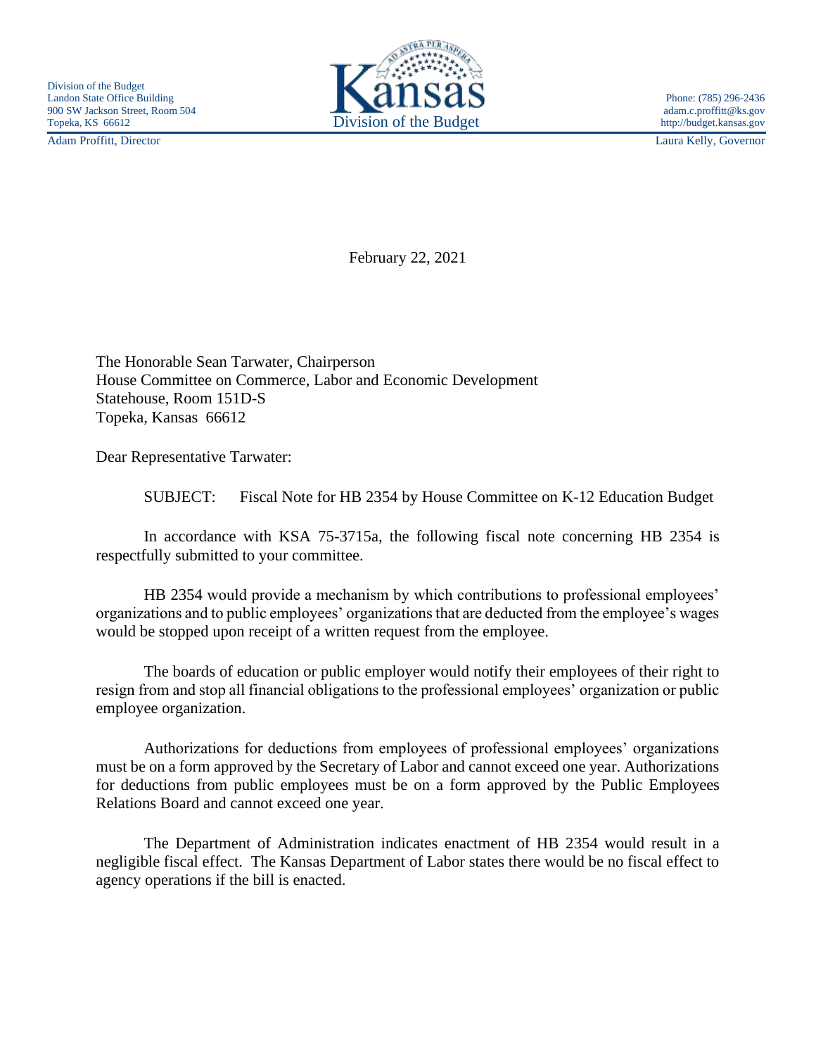Division of the Budget
Landon State Office Building
900 SW Jackson Street, Room 504
Topeka, KS 66612

Kansas
Division of the Budget

Phone: (785) 296-2436
adam.c.proffitt@ks.gov
http://budget.kansas.gov

Adam Proffitt, Director

Laura Kelly, Governor

February 22, 2021

The Honorable Sean Tarwater, Chairperson
House Committee on Commerce, Labor and Economic Development
Statehouse, Room 151D-S
Topeka, Kansas 66612

Dear Representative Tarwater:

SUBJECT: Fiscal Note for HB 2354 by House Committee on K-12 Education Budget

In accordance with KSA 75-3715a, the following fiscal note concerning HB 2354 is respectfully submitted to your committee.

HB 2354 would provide a mechanism by which contributions to professional employees' organizations and to public employees' organizations that are deducted from the employee's wages would be stopped upon receipt of a written request from the employee.

The boards of education or public employer would notify their employees of their right to resign from and stop all financial obligations to the professional employees' organization or public employee organization.

Authorizations for deductions from employees of professional employees' organizations must be on a form approved by the Secretary of Labor and cannot exceed one year. Authorizations for deductions from public employees must be on a form approved by the Public Employees Relations Board and cannot exceed one year.

The Department of Administration indicates enactment of HB 2354 would result in a negligible fiscal effect. The Kansas Department of Labor states there would be no fiscal effect to agency operations if the bill is enacted.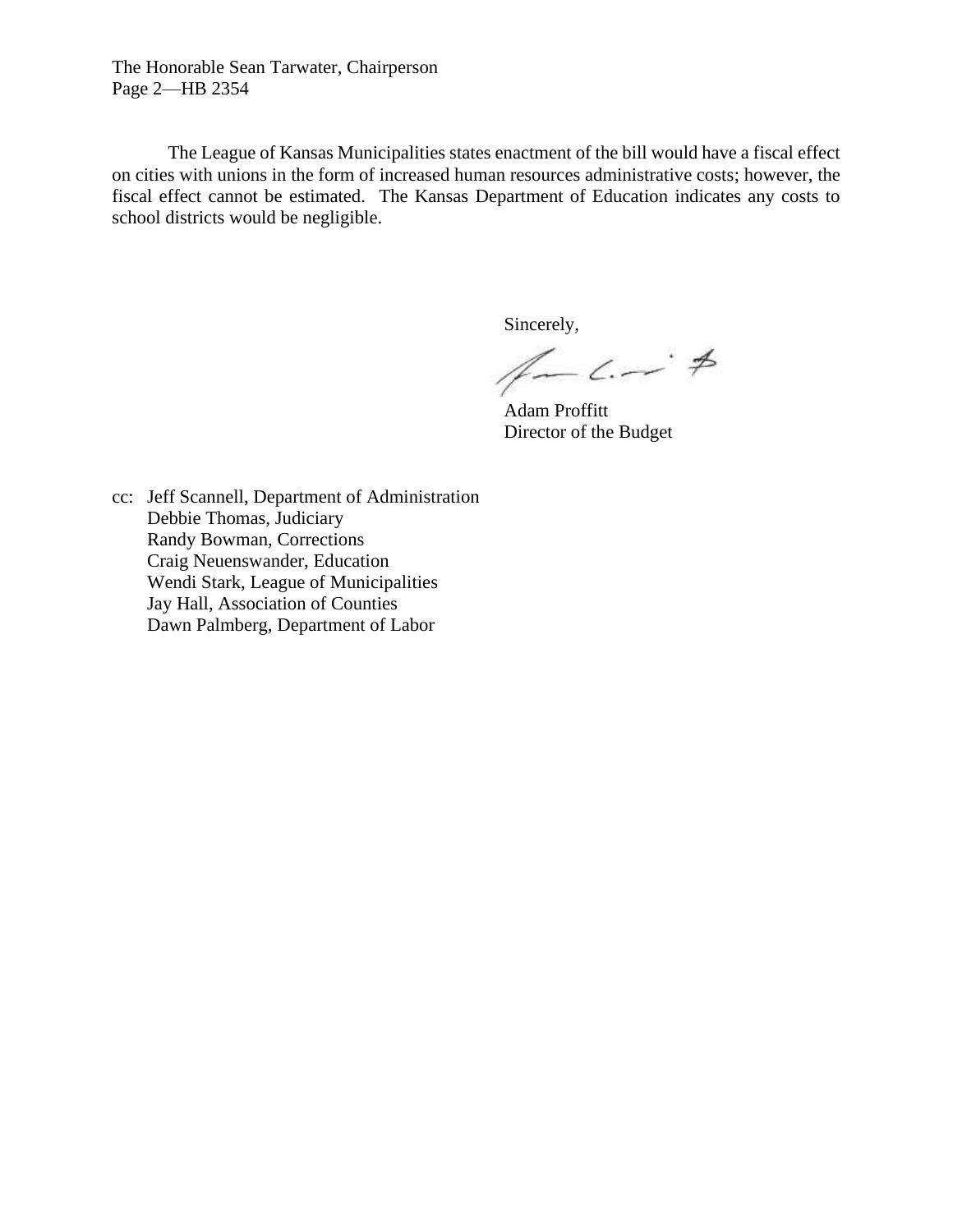The League of Kansas Municipalities states enactment of the bill would have a fiscal effect on cities with unions in the form of increased human resources administrative costs; however, the fiscal effect cannot be estimated. The Kansas Department of Education indicates any costs to school districts would be negligible.

Sincerely,

Adam Proffitt
Director of the Budget

cc: Jeff Scannell, Department of Administration
Debbie Thomas, Judiciary
Randy Bowman, Corrections
Craig Neuenswander, Education
Wendi Stark, League of Municipalities
Jay Hall, Association of Counties
Dawn Palmberg, Department of Labor